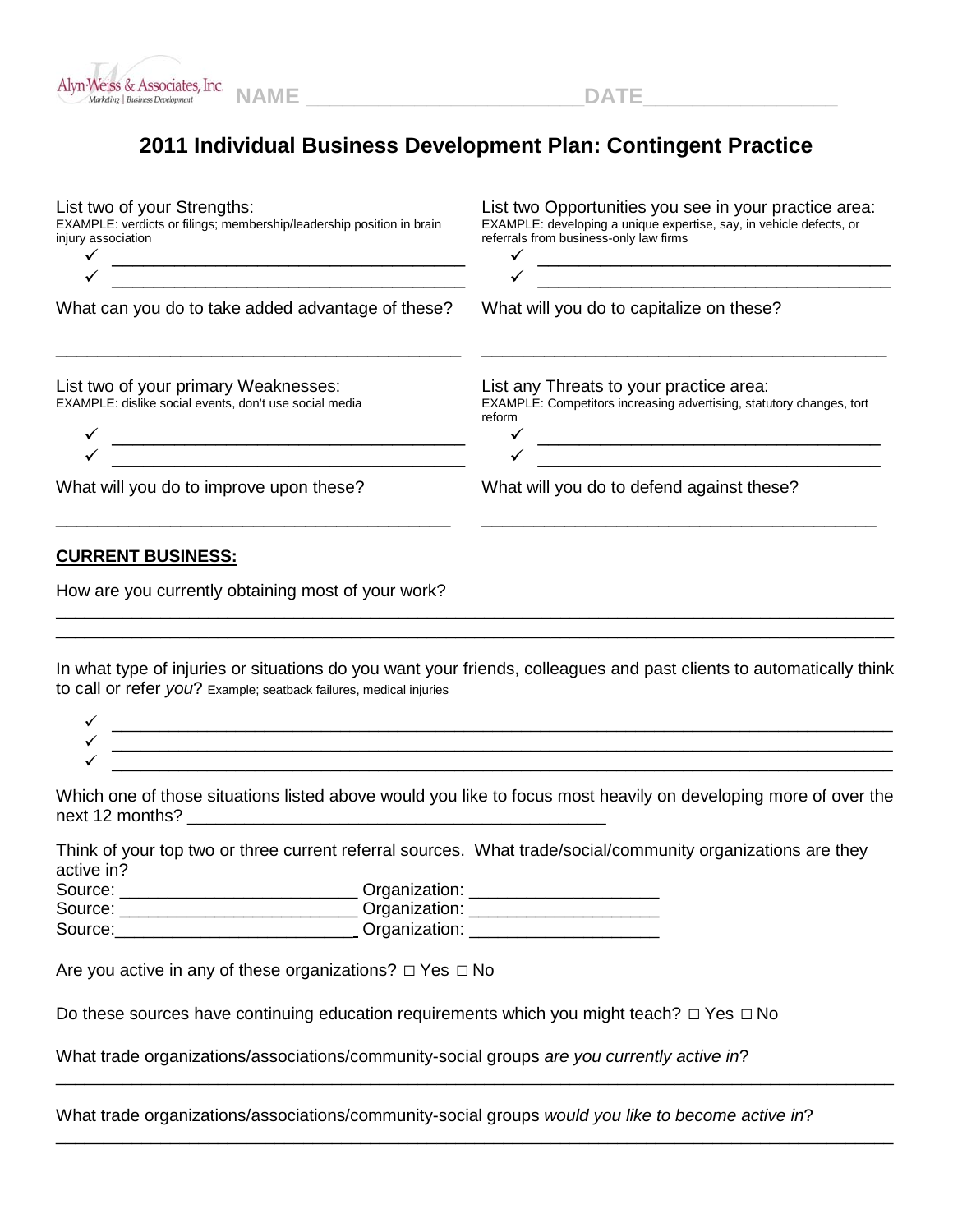Alyn-Weiss & Associates, Inc. Marketing | Business Development **NAME \_\_\_\_\_\_\_\_\_\_\_\_\_\_\_\_\_\_\_\_\_\_\_\_ DATE \_\_\_\_\_\_\_\_\_\_\_\_\_\_\_\_**

# 2011 Individual Business Development Plan: Contingent Practice

List two of your Strengths:
EXAMPLE: verdicts or filings; membership/leadership position in brain injury association

- ✓ \_\_\_\_\_\_\_\_\_\_\_\_\_\_\_\_\_\_\_\_\_\_\_\_\_\_\_\_\_\_\_\_\_\_\_\_\_\_
- ✓ \_\_\_\_\_\_\_\_\_\_\_\_\_\_\_\_\_\_\_\_\_\_\_\_\_\_\_\_\_\_\_\_\_\_\_\_\_\_

What can you do to take added advantage of these?

\_\_\_\_\_\_\_\_\_\_\_\_\_\_\_\_\_\_\_\_\_\_\_\_\_\_\_\_\_\_\_\_\_\_\_\_\_\_\_\_\_\_

List two of your primary Weaknesses:
EXAMPLE: dislike social events, don't use social media

- ✓ \_\_\_\_\_\_\_\_\_\_\_\_\_\_\_\_\_\_\_\_\_\_\_\_\_\_\_\_\_\_\_\_\_\_\_\_\_\_
- ✓ \_\_\_\_\_\_\_\_\_\_\_\_\_\_\_\_\_\_\_\_\_\_\_\_\_\_\_\_\_\_\_\_\_\_\_\_\_\_

What will you do to improve upon these?

\_\_\_\_\_\_\_\_\_\_\_\_\_\_\_\_\_\_\_\_\_\_\_\_\_\_\_\_\_\_\_\_\_\_\_\_\_\_\_\_\_\_

List two Opportunities you see in your practice area:
EXAMPLE: developing a unique expertise, say, in vehicle defects, or referrals from business-only law firms

- ✓ \_\_\_\_\_\_\_\_\_\_\_\_\_\_\_\_\_\_\_\_\_\_\_\_\_\_\_\_\_\_\_\_\_\_\_\_\_\_
- ✓ \_\_\_\_\_\_\_\_\_\_\_\_\_\_\_\_\_\_\_\_\_\_\_\_\_\_\_\_\_\_\_\_\_\_\_\_\_\_

What will you do to capitalize on these?

\_\_\_\_\_\_\_\_\_\_\_\_\_\_\_\_\_\_\_\_\_\_\_\_\_\_\_\_\_\_\_\_\_\_\_\_\_\_\_\_\_\_

List any Threats to your practice area:
EXAMPLE: Competitors increasing advertising, statutory changes, tort reform

- ✓ \_\_\_\_\_\_\_\_\_\_\_\_\_\_\_\_\_\_\_\_\_\_\_\_\_\_\_\_\_\_\_\_\_\_\_\_\_\_
- ✓ \_\_\_\_\_\_\_\_\_\_\_\_\_\_\_\_\_\_\_\_\_\_\_\_\_\_\_\_\_\_\_\_\_\_\_\_\_\_

What will you do to defend against these?

\_\_\_\_\_\_\_\_\_\_\_\_\_\_\_\_\_\_\_\_\_\_\_\_\_\_\_\_\_\_\_\_\_\_\_\_\_\_\_\_\_\_

**CURRENT BUSINESS:**

How are you currently obtaining most of your work?

\_\_\_\_\_\_\_\_\_\_\_\_\_\_\_\_\_\_\_\_\_\_\_\_\_\_\_\_\_\_\_\_\_\_\_\_\_\_\_\_\_\_\_\_\_\_\_\_\_\_\_\_\_\_\_\_\_\_\_\_\_\_\_\_\_\_\_\_\_\_\_\_\_\_\_\_\_\_\_\_
\_\_\_\_\_\_\_\_\_\_\_\_\_\_\_\_\_\_\_\_\_\_\_\_\_\_\_\_\_\_\_\_\_\_\_\_\_\_\_\_\_\_\_\_\_\_\_\_\_\_\_\_\_\_\_\_\_\_\_\_\_\_\_\_\_\_\_\_\_\_\_\_\_\_\_\_\_\_\_\_

In what type of injuries or situations do you want your friends, colleagues and past clients to automatically think to call or refer *you*? Example; seatback failures, medical injuries

- ✓ \_\_\_\_\_\_\_\_\_\_\_\_\_\_\_\_\_\_\_\_\_\_\_\_\_\_\_\_\_\_\_\_\_\_\_\_\_\_\_\_\_\_\_\_\_\_\_\_\_\_\_\_\_\_\_\_\_\_\_\_\_\_\_\_\_\_\_\_\_\_\_\_\_\_
- ✓ \_\_\_\_\_\_\_\_\_\_\_\_\_\_\_\_\_\_\_\_\_\_\_\_\_\_\_\_\_\_\_\_\_\_\_\_\_\_\_\_\_\_\_\_\_\_\_\_\_\_\_\_\_\_\_\_\_\_\_\_\_\_\_\_\_\_\_\_\_\_\_\_\_\_
- ✓ \_\_\_\_\_\_\_\_\_\_\_\_\_\_\_\_\_\_\_\_\_\_\_\_\_\_\_\_\_\_\_\_\_\_\_\_\_\_\_\_\_\_\_\_\_\_\_\_\_\_\_\_\_\_\_\_\_\_\_\_\_\_\_\_\_\_\_\_\_\_\_\_\_\_

Which one of those situations listed above would you like to focus most heavily on developing more of over the next 12 months? \_\_\_\_\_\_\_\_\_\_\_\_\_\_\_\_\_\_\_\_\_\_\_\_\_\_\_\_\_\_\_\_\_\_\_\_\_\_\_\_\_\_\_\_

Think of your top two or three current referral sources. What trade/social/community organizations are they active in?

Source: \_\_\_\_\_\_\_\_\_\_\_\_\_\_\_\_\_\_\_\_\_\_\_\_\_ Organization: \_\_\_\_\_\_\_\_\_\_\_\_\_\_\_\_\_\_\_\_
Source: \_\_\_\_\_\_\_\_\_\_\_\_\_\_\_\_\_\_\_\_\_\_\_\_\_ Organization: \_\_\_\_\_\_\_\_\_\_\_\_\_\_\_\_\_\_\_\_
Source: \_\_\_\_\_\_\_\_\_\_\_\_\_\_\_\_\_\_\_\_\_\_\_\_\_ Organization: \_\_\_\_\_\_\_\_\_\_\_\_\_\_\_\_\_\_\_\_

Are you active in any of these organizations? □ Yes □ No

Do these sources have continuing education requirements which you might teach? □ Yes □ No

What trade organizations/associations/community-social groups *are you currently active in*?

\_\_\_\_\_\_\_\_\_\_\_\_\_\_\_\_\_\_\_\_\_\_\_\_\_\_\_\_\_\_\_\_\_\_\_\_\_\_\_\_\_\_\_\_\_\_\_\_\_\_\_\_\_\_\_\_\_\_\_\_\_\_\_\_\_\_\_\_\_\_\_\_\_\_\_\_\_\_\_\_

What trade organizations/associations/community-social groups *would you like to become active in*?

\_\_\_\_\_\_\_\_\_\_\_\_\_\_\_\_\_\_\_\_\_\_\_\_\_\_\_\_\_\_\_\_\_\_\_\_\_\_\_\_\_\_\_\_\_\_\_\_\_\_\_\_\_\_\_\_\_\_\_\_\_\_\_\_\_\_\_\_\_\_\_\_\_\_\_\_\_\_\_\_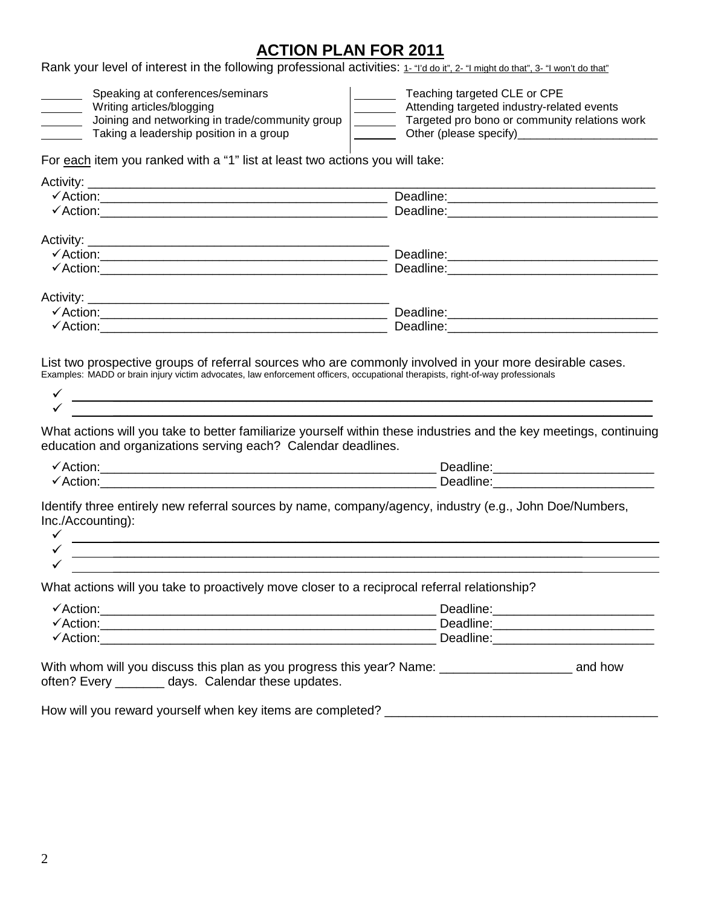# ACTION PLAN FOR 2011

Rank your level of interest in the following professional activities: 1- "I'd do it", 2- "I might do that", 3- "I won't do that"

| | | | |
|---|---|---|---|
| ______ | Speaking at conferences/seminars | ______ | Teaching targeted CLE or CPE |
| ______ | Writing articles/blogging | ______ | Attending targeted industry-related events |
| ______ | Joining and networking in trade/community group | ______ | Targeted pro bono or community relations work |
| ______ | Taking a leadership position in a group | ______ | Other (please specify)______________________ |

For each item you ranked with a "1" list at least two actions you will take:

Activity: ________________________________________________________________________________

- ✓Action:__________________________________________ Deadline:______________________________
- ✓Action:__________________________________________ Deadline:______________________________

Activity: ____________________________________________

- ✓Action:__________________________________________ Deadline:______________________________
- ✓Action:__________________________________________ Deadline:______________________________

Activity: ____________________________________________

- ✓Action:__________________________________________ Deadline:______________________________
- ✓Action:__________________________________________ Deadline:______________________________

List two prospective groups of referral sources who are commonly involved in your more desirable cases.
Examples: MADD or brain injury victim advocates, law enforcement officers, occupational therapists, right-of-way professionals

- ✓ ____________________________________________________________________________
- ✓ ____________________________________________________________________________

What actions will you take to better familiarize yourself within these industries and the key meetings, continuing education and organizations serving each? Calendar deadlines.

- ✓Action:_________________________________________________ Deadline:_______________________
- ✓Action:_________________________________________________ Deadline:_______________________

Identify three entirely new referral sources by name, company/agency, industry (e.g., John Doe/Numbers, Inc./Accounting):

- ✓ ____________________________________________________________________________
- ✓ ____________________________________________________________________________
- ✓ ____________________________________________________________________________

What actions will you take to proactively move closer to a reciprocal referral relationship?

- ✓Action:_________________________________________________ Deadline:_______________________
- ✓Action:_________________________________________________ Deadline:_______________________
- ✓Action:_________________________________________________ Deadline:_______________________

With whom will you discuss this plan as you progress this year? Name: __________________ and how often? Every _______ days. Calendar these updates.

How will you reward yourself when key items are completed? ______________________________________